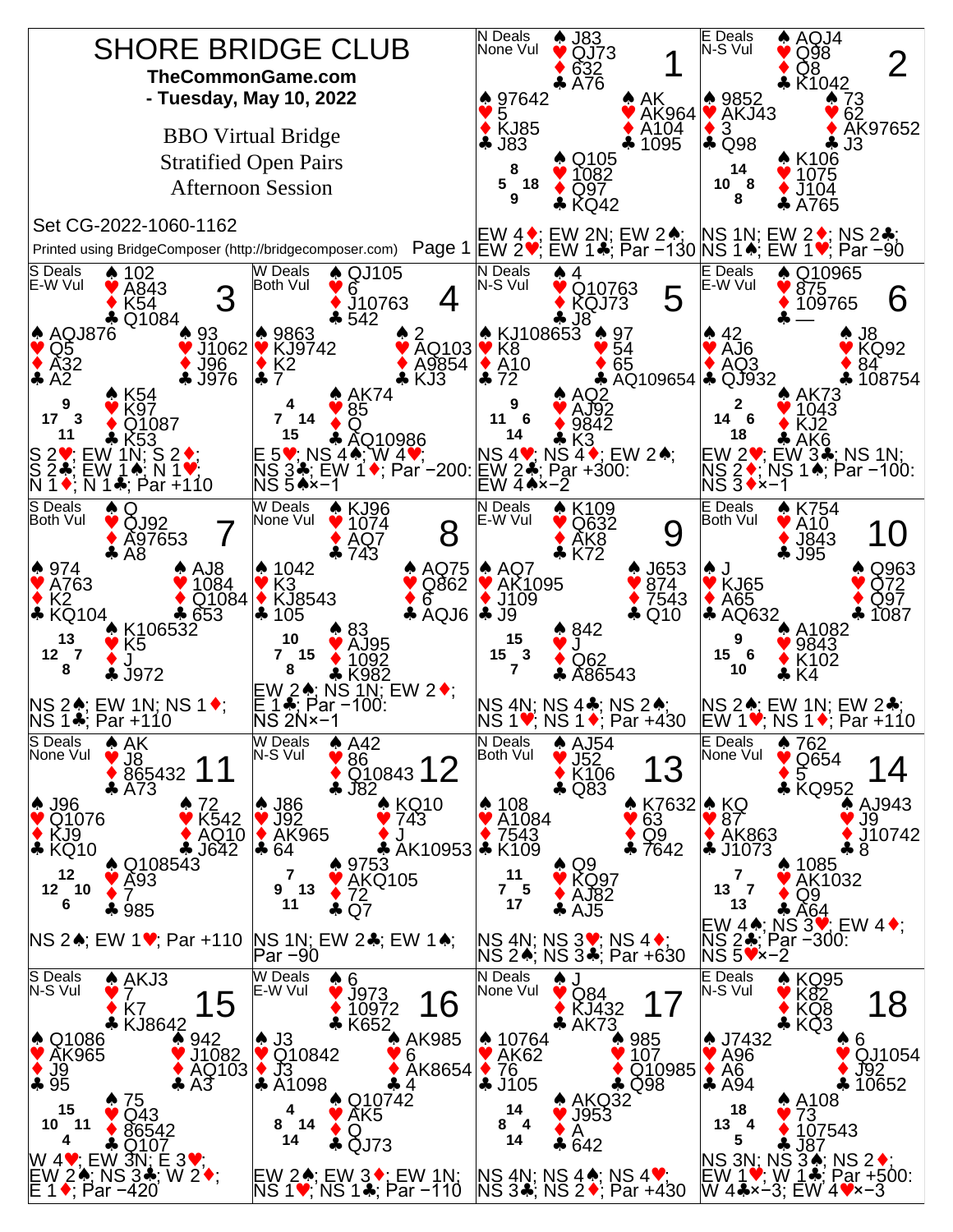# SHORE BRIDGE CLUB

**TheCommonGame.com**

**- Tuesday, May 10, 2022**

BBO Virtual Bridge

Stratified Open Pairs

Afternoon Session

Set CG-2022-1060-1162

Printed using BridgeComposer (http://bridgecomposer.com)

---

## Board 1
N Deals, None Vul

- North: ♠ J83 ♥ QJ73 ♦ 632 ♣ A76
- West: ♠ 97642 ♥ 5 ♦ KJ85 ♣ J83
- East: ♠ AK ♥ AK964 ♦ A104 ♣ 1095
- South: ♠ Q105 ♥ 1082 ♦ Q97 ♣ KQ42

HCP: N 8, W 5, E 18, S 9

EW 4♦; EW 2N; EW 2♠; EW 2♥; EW 1♣; Par −130

## Board 2
E Deals, N-S Vul

- North: ♠ AQJ4 ♥ Q98 ♦ Q8 ♣ K1042
- West: ♠ 9852 ♥ AKJ43 ♦ 3 ♣ Q98
- East: ♠ 73 ♥ 62 ♦ AK97652 ♣ J3
- South: ♠ K106 ♥ 1075 ♦ J104 ♣ A765

HCP: N 14, W 10, E 8, S 8

NS 1N; EW 2♦; NS 2♣; NS 1♠; EW 1♥; Par −90

## Board 3
S Deals, E-W Vul

- North: ♠ 102 ♥ A843 ♦ K54 ♣ Q1084
- West: ♠ AQJ876 ♥ Q5 ♦ A32 ♣ A2
- East: ♠ 93 ♥ J1062 ♦ J96 ♣ J976
- South: ♠ K54 ♥ K97 ♦ Q1087 ♣ K53

HCP: N 9, W 17, E 3, S 11

S 2♥; EW 1N; S 2♦; S 2♣; EW 1♠; N 1♥; N 1♦; N 1♣; Par +110

## Board 4
W Deals, Both Vul

- North: ♠ QJ105 ♥ 6 ♦ J10763 ♣ 542
- West: ♠ 9863 ♥ KJ9742 ♦ K2 ♣ 7
- East: ♠ 2 ♥ AQ103 ♦ A9854 ♣ KJ3
- South: ♠ AK74 ♥ 85 ♦ Q ♣ AQ10986

HCP: N 4, W 7, E 14, S 15

E 5♥; NS 4♠; W 4♥; NS 3♣; EW 1♦; Par −200: NS 5♠×−1

## Board 5
N Deals, N-S Vul

- North: ♠ 4 ♥ Q10763 ♦ KQJ73 ♣ J8
- West: ♠ KJ108653 ♥ K8 ♦ A10 ♣ 72
- East: ♠ 97 ♥ 54 ♦ 65 ♣ AQ109654
- South: ♠ AQ2 ♥ AJ92 ♦ 9842 ♣ K3

HCP: N 9, W 11, E 6, S 14

NS 4♥; NS 4♦; EW 2♠; EW 2♣; Par +300: EW 4♠×−2

## Board 6
E Deals, E-W Vul

- North: ♠ Q10965 ♥ 875 ♦ 109765 ♣ —
- West: ♠ 42 ♥ AJ6 ♦ AQ3 ♣ QJ932
- East: ♠ J8 ♥ KQ92 ♦ 84 ♣ 108754
- South: ♠ AK73 ♥ 1043 ♦ KJ2 ♣ AK6

HCP: N 2, W 14, E 6, S 18

EW 2♥; EW 3♣; NS 1N; NS 2♦; NS 1♠; Par −100: NS 3♦×−1

## Board 7
S Deals, Both Vul

- North: ♠ Q ♥ QJ92 ♦ A97653 ♣ A8
- West: ♠ 974 ♥ A763 ♦ K2 ♣ KQ104
- East: ♠ AJ8 ♥ 1084 ♦ Q1084 ♣ 653
- South: ♠ K106532 ♥ K5 ♦ J ♣ J972

HCP: N 13, W 12, E 7, S 8

NS 2♠; EW 1N; NS 1♦; NS 1♣; Par +110

## Board 8
W Deals, None Vul

- North: ♠ KJ96 ♥ 1074 ♦ AQ7 ♣ 743
- West: ♠ 1042 ♥ K3 ♦ KJ8543 ♣ 105
- East: ♠ AQ75 ♥ Q862 ♦ 6 ♣ AQJ6
- South: ♠ 83 ♥ AJ95 ♦ 1092 ♣ K982

HCP: N 10, W 7, E 15, S 8

EW 2♠; NS 1N; EW 2♦; E 1♣; Par −100: NS 2N×−1

## Board 9
N Deals, E-W Vul

- North: ♠ K109 ♥ Q632 ♦ AK8 ♣ K72
- West: ♠ AQ7 ♥ AK1095 ♦ J109 ♣ J9
- East: ♠ J653 ♥ 874 ♦ 7543 ♣ Q10
- South: ♠ 842 ♥ J ♦ Q62 ♣ A86543

HCP: N 15, W 15, E 3, S 7

NS 4N; NS 4♣; NS 2♠; NS 1♥; NS 1♦; Par +430

## Board 10
E Deals, Both Vul

- North: ♠ K754 ♥ A10 ♦ J843 ♣ J95
- West: ♠ J ♥ KJ65 ♦ A65 ♣ AQ632
- East: ♠ Q963 ♥ Q72 ♦ Q97 ♣ 1087
- South: ♠ A1082 ♥ 9843 ♦ K102 ♣ K4

HCP: N 9, W 15, E 6, S 10

NS 2♠; EW 1N; EW 2♣; EW 1♥; NS 1♦; Par +110

## Board 11
S Deals, None Vul

- North: ♠ AK ♥ J8 ♦ 865432 ♣ A73
- West: ♠ J96 ♥ Q1076 ♦ KJ9 ♣ KQ10
- East: ♠ 72 ♥ K542 ♦ AQ10 ♣ J642
- South: ♠ Q108543 ♥ A93 ♦ 7 ♣ 985

HCP: N 12, W 12, E 10, S 6

NS 2♠; EW 1♥; Par +110

## Board 12
W Deals, N-S Vul

- North: ♠ A42 ♥ 86 ♦ Q10843 ♣ J82
- West: ♠ J86 ♥ J92 ♦ AK965 ♣ 64
- East: ♠ KQ10 ♥ 743 ♦ J ♣ AK10953
- South: ♠ 9753 ♥ AKQ105 ♦ 72 ♣ Q7

HCP: N 7, W 9, E 13, S 11

NS 1N; EW 2♣; EW 1♠; Par −90

## Board 13
N Deals, Both Vul

- North: ♠ AJ54 ♥ J52 ♦ K106 ♣ Q83
- West: ♠ 108 ♥ A1084 ♦ 7543 ♣ K109
- East: ♠ K7632 ♥ 63 ♦ Q9 ♣ 7642
- South: ♠ Q9 ♥ KQ97 ♦ AJ82 ♣ AJ5

HCP: N 11, W 7, E 5, S 17

NS 4N; NS 3♥; NS 4♦; NS 2♠; NS 3♣; Par +630

## Board 14
E Deals, None Vul

- North: ♠ 762 ♥ Q654 ♦ 5 ♣ KQ952
- West: ♠ KQ ♥ 87 ♦ AK863 ♣ J1073
- East: ♠ AJ943 ♥ J9 ♦ J10742 ♣ 8
- South: ♠ 1085 ♥ AK1032 ♦ Q9 ♣ A64

HCP: N 7, W 13, E 7, S 13

EW 4♠; NS 3♥; EW 4♦; NS 2♣; Par −300: NS 5♥×−2

## Board 15
S Deals, N-S Vul

- North: ♠ AKJ3 ♥ 7 ♦ K7 ♣ KJ8642
- West: ♠ Q1086 ♥ AK965 ♦ J9 ♣ 95
- East: ♠ 942 ♥ J1082 ♦ AQ103 ♣ A3
- South: ♠ 75 ♥ Q43 ♦ 86542 ♣ Q107

HCP: N 15, W 10, E 11, S 4

W 4♥; EW 3N; E 3♥; EW 2♠; NS 3♣; W 2♦; E 1♦; Par −420

## Board 16
W Deals, E-W Vul

- North: ♠ 6 ♥ J973 ♦ 10972 ♣ K652
- West: ♠ J3 ♥ Q10842 ♦ J3 ♣ A1098
- East: ♠ AK985 ♥ 6 ♦ AK8654 ♣ 4
- South: ♠ Q10742 ♥ AK5 ♦ Q ♣ QJ73

HCP: N 4, W 8, E 14, S 14

EW 2♠; EW 3♦; EW 1N; NS 1♥; NS 1♣; Par −110

## Board 17
N Deals, None Vul

- North: ♠ J ♥ Q84 ♦ KJ432 ♣ AK73
- West: ♠ 10764 ♥ AK62 ♦ 76 ♣ J105
- East: ♠ 985 ♥ 107 ♦ Q10985 ♣ Q98
- South: ♠ AKQ32 ♥ J953 ♦ A ♣ 642

HCP: N 14, W 8, E 4, S 14

NS 4N; NS 4♠; NS 4♥; NS 3♣; NS 2♦; Par +430

## Board 18
E Deals, N-S Vul

- North: ♠ KQ95 ♥ K82 ♦ KQ8 ♣ KQ3
- West: ♠ J7432 ♥ A96 ♦ A6 ♣ A94
- East: ♠ 6 ♥ QJ1054 ♦ J92 ♣ 10652
- South: ♠ A108 ♥ 73 ♦ 107543 ♣ J87

HCP: N 18, W 13, E 4, S 5

NS 3N; NS 3♠; NS 2♦; EW 1♥; W 1♣; Par +500: W 4♣×−3; EW 4♥×−3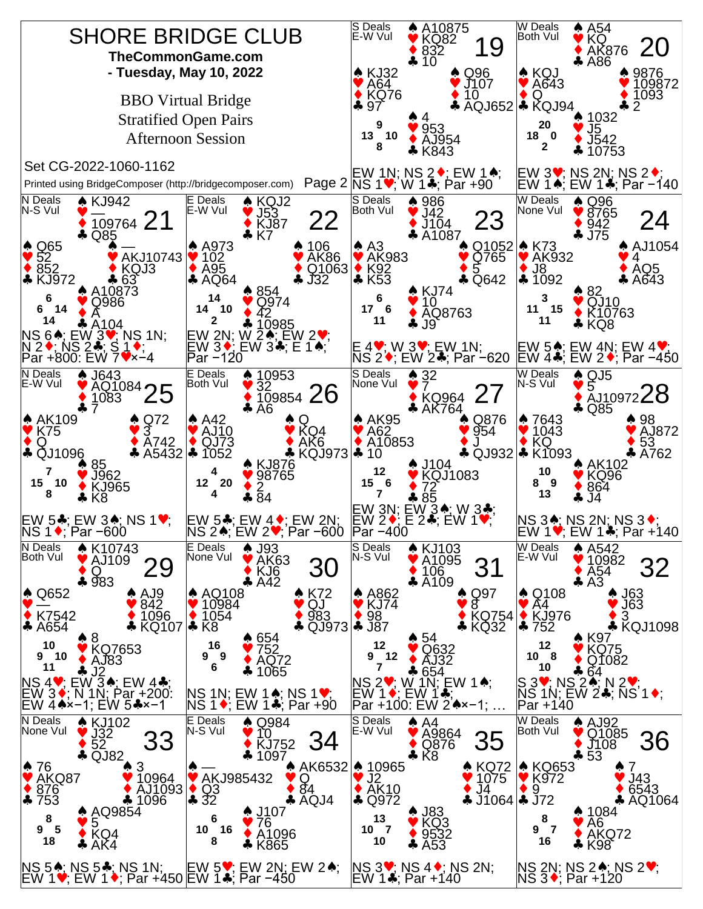# SHORE BRIDGE CLUB

**TheCommonGame.com**

**- Tuesday, May 10, 2022**

BBO Virtual Bridge

Stratified Open Pairs

Afternoon Session

Set CG-2022-1060-1162

Printed using BridgeComposer (http://bridgecomposer.com)

---

## Board 19

S Deals, E-W Vul

North: ♠ A10875 ♥ KQ82 ♦ 832 ♣ 10

West: ♠ KJ32 ♥ A64 ♦ KQ76 ♣ 97

East: ♠ Q96 ♥ J107 ♦ 10 ♣ AQJ652

South: ♠ 4 ♥ 953 ♦ AJ954 ♣ K843

HCP: N 9, W 13, E 10, S 8

EW 1N; NS 2♦; EW 1♠; NS 1♥; W 1♣; Par +90

## Board 20

W Deals, Both Vul

North: ♠ A54 ♥ KQ ♦ AK876 ♣ A86

West: ♠ KQJ ♥ A643 ♦ Q ♣ KQJ94

East: ♠ 9876 ♥ 109872 ♦ 1093 ♣ 2

South: ♠ 1032 ♥ J5 ♦ J542 ♣ 10753

HCP: N 20, W 18, E 0, S 2

EW 3♥; NS 2N; NS 2♦; EW 1♠; EW 1♣; Par −140

## Board 21

N Deals, N-S Vul

North: ♠ KJ942 ♥ — ♦ 109764 ♣ Q85

West: ♠ Q65 ♥ 52 ♦ 852 ♣ KJ972

East: ♠ — ♥ AKJ10743 ♦ KQJ3 ♣ 63

South: ♠ A10873 ♥ Q986 ♦ A ♣ A104

HCP: N 6, W 6, E 14, S 14

NS 6♠; EW 3♥; NS 1N; N 2♦; NS 2♣; S 1♦; Par +800: EW 7♥×−4

## Board 22

E Deals, E-W Vul

North: ♠ KQJ2 ♥ J53 ♦ KJ87 ♣ K7

West: ♠ A973 ♥ 102 ♦ A95 ♣ AQ64

East: ♠ 106 ♥ AK86 ♦ Q1063 ♣ J32

South: ♠ 854 ♥ Q974 ♦ 42 ♣ 10985

HCP: N 14, W 14, E 10, S 2

EW 2N; W 2♠; EW 2♥; EW 3♦; EW 3♣; E 1♠; Par −120

## Board 23

S Deals, Both Vul

North: ♠ 986 ♥ J42 ♦ J104 ♣ A1087

West: ♠ A3 ♥ AK983 ♦ K92 ♣ K53

East: ♠ Q1052 ♥ Q765 ♦ 5 ♣ Q642

South: ♠ KJ74 ♥ 10 ♦ AQ8763 ♣ J9

HCP: N 6, W 17, E 6, S 11

E 4♥; W 3♥; EW 1N; NS 2♦; EW 2♣; Par −620

## Board 24

W Deals, None Vul

North: ♠ Q96 ♥ 8765 ♦ 942 ♣ J75

West: ♠ K73 ♥ AK932 ♦ J8 ♣ 1092

East: ♠ AJ1054 ♥ 4 ♦ AQ5 ♣ A643

South: ♠ 82 ♥ QJ10 ♦ K10763 ♣ KQ8

HCP: N 3, W 11, E 15, S 11

EW 5♠; EW 4N; EW 4♥; EW 4♣; EW 2♦; Par −450

## Board 25

N Deals, E-W Vul

North: ♠ J643 ♥ AQ1084 ♦ 1083 ♣ 7

West: ♠ AK109 ♥ K75 ♦ Q ♣ QJ1096

East: ♠ Q72 ♥ 3 ♦ A742 ♣ A5432

South: ♠ 85 ♥ J962 ♦ KJ965 ♣ K8

HCP: N 7, W 15, E 10, S 8

EW 5♣; EW 3♠; NS 1♥; NS 1♦; Par −600

## Board 26

E Deals, Both Vul

North: ♠ 10953 ♥ 32 ♦ 109854 ♣ A6

West: ♠ A42 ♥ AJ10 ♦ QJ73 ♣ 1052

East: ♠ Q ♥ KQ4 ♦ AK6 ♣ KQJ973

South: ♠ KJ876 ♥ 98765 ♦ 2 ♣ 84

HCP: N 4, W 12, E 20, S 4

EW 5♣; EW 4♦; EW 2N; NS 2♠; EW 2♥; Par −600

## Board 27

S Deals, None Vul

North: ♠ 32 ♥ 7 ♦ KQ964 ♣ AK764

West: ♠ AK95 ♥ A62 ♦ A10853 ♣ 10

East: ♠ Q876 ♥ 954 ♦ J ♣ QJ932

South: ♠ J104 ♥ KQJ1083 ♦ 72 ♣ 85

HCP: N 12, W 15, E 6, S 7

EW 3N; EW 3♠; W 3♣; EW 2♦; E 2♣; EW 1♥; Par −400

## Board 28

W Deals, N-S Vul

North: ♠ QJ5 ♥ 5 ♦ AJ10972 ♣ Q85

West: ♠ 7643 ♥ 1043 ♦ KQ ♣ K1093

East: ♠ 98 ♥ AJ872 ♦ 53 ♣ A762

South: ♠ AK102 ♥ KQ96 ♦ 864 ♣ J4

HCP: N 10, W 8, E 9, S 13

NS 3♠; NS 2N; NS 3♦; EW 1♥; EW 1♣; Par +140

## Board 29

N Deals, Both Vul

North: ♠ K10743 ♥ AJ109 ♦ Q ♣ 983

West: ♠ Q652 ♥ — ♦ K7542 ♣ A654

East: ♠ AJ9 ♥ 842 ♦ 1096 ♣ KQ107

South: ♠ 8 ♥ KQ7653 ♦ AJ83 ♣ J2

HCP: N 10, W 9, E 10, S 11

NS 4♥; EW 3♠; EW 4♣; EW 3♦; N 1N; Par +200: EW 4♠×−1; EW 5♣×−1

## Board 30

E Deals, None Vul

North: ♠ J93 ♥ AK63 ♦ KJ6 ♣ A42

West: ♠ AQ108 ♥ 10984 ♦ 1054 ♣ K8

East: ♠ K72 ♥ QJ ♦ 983 ♣ QJ973

South: ♠ 654 ♥ 752 ♦ AQ72 ♣ 1065

HCP: N 16, W 9, E 9, S 6

NS 1N; EW 1♠; NS 1♥; NS 1♦; EW 1♣; Par +90

## Board 31

S Deals, N-S Vul

North: ♠ KJ103 ♥ A1095 ♦ 106 ♣ A109

West: ♠ A862 ♥ KJ74 ♦ 98 ♣ J87

East: ♠ Q97 ♥ 8 ♦ KQ754 ♣ KQ32

South: ♠ 54 ♥ Q632 ♦ AJ32 ♣ 654

HCP: N 12, W 9, E 12, S 7

NS 2♥; W 1N; EW 1♠; EW 1♦; EW 1♣; Par +100: EW 2♠×−1; …

## Board 32

W Deals, E-W Vul

North: ♠ A542 ♥ 10982 ♦ A54 ♣ A3

West: ♠ Q108 ♥ A4 ♦ KJ976 ♣ 752

East: ♠ J63 ♥ J63 ♦ 3 ♣ KQJ1098

South: ♠ K97 ♥ KQ75 ♦ Q1082 ♣ 64

HCP: N 12, W 10, E 8, S 10

S 3♥; NS 2♠; N 2♥; NS 1N; EW 2♣; NS 1♦; Par +140

## Board 33

N Deals, None Vul

North: ♠ KJ102 ♥ J32 ♦ 52 ♣ QJ82

West: ♠ 76 ♥ AKQ87 ♦ 876 ♣ 753

East: ♠ 3 ♥ 10964 ♦ AJ1093 ♣ 1096

South: ♠ AQ9854 ♥ 5 ♦ KQ4 ♣ AK4

HCP: N 8, W 9, E 5, S 18

NS 5♠; NS 5♣; NS 1N; EW 1♥; EW 1♦; Par +450

## Board 34

E Deals, N-S Vul

North: ♠ Q984 ♥ 10 ♦ KJ752 ♣ 1097

West: ♠ — ♥ AKJ985432 ♦ Q3 ♣ 32

East: ♠ AK6532 ♥ Q ♦ 84 ♣ AQJ4

South: ♠ J107 ♥ 76 ♦ A1096 ♣ K865

HCP: N 6, W 10, E 16, S 8

EW 5♥; EW 2N; EW 2♠; EW 1♣; Par −450

## Board 35

S Deals, E-W Vul

North: ♠ A4 ♥ A9864 ♦ Q876 ♣ K8

West: ♠ 10965 ♥ J2 ♦ AK10 ♣ Q972

East: ♠ KQ72 ♥ 1075 ♦ J4 ♣ J1064

South: ♠ J83 ♥ KQ3 ♦ 9532 ♣ A53

HCP: N 13, W 10, E 7, S 10

NS 3♥; NS 4♦; NS 2N; EW 1♣; Par +140

## Board 36

W Deals, Both Vul

North: ♠ AJ92 ♥ Q1085 ♦ J108 ♣ 53

West: ♠ KQ653 ♥ K972 ♦ 9 ♣ J72

East: ♠ 7 ♥ J43 ♦ 6543 ♣ AQ1064

South: ♠ 1084 ♥ A6 ♦ AKQ72 ♣ K98

HCP: N 8, W 9, E 7, S 16

NS 2N; NS 2♠; NS 2♥; NS 3♦; Par +120